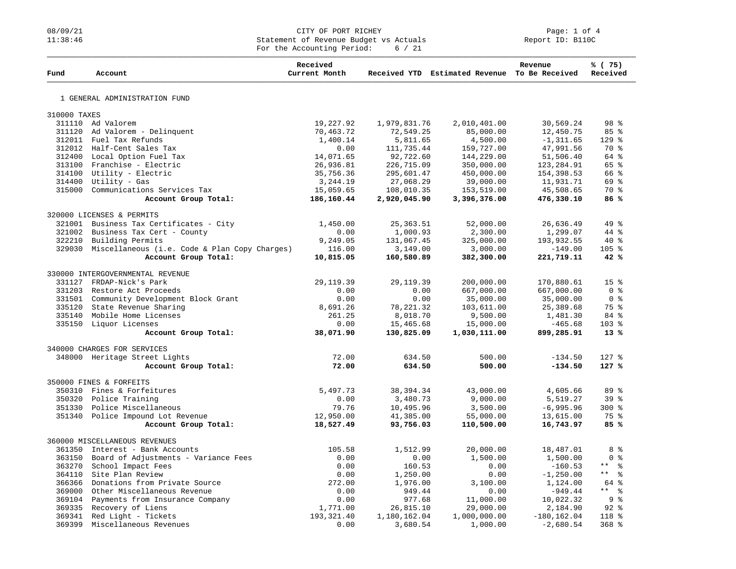CITY OF PORT RICHEY

Statement of Revenue Budget vs Actuals

For the Accounting Period: 6 / 21

08/09/21 11:38:46

Report ID: B110C

| Fund | Account | Received Current Month | Received YTD | Estimated Revenue | Revenue To Be Received | % ( 75) Received |
|---|---|---|---|---|---|---|
| 1 GENERAL ADMINISTRATION FUND | | | | | | |
| 310000 TAXES | | | | | | |
| 311110 | Ad Valorem | 19,227.92 | 1,979,831.76 | 2,010,401.00 | 30,569.24 | 98 % |
| 311120 | Ad Valorem - Delinquent | 70,463.72 | 72,549.25 | 85,000.00 | 12,450.75 | 85 % |
| 312011 | Fuel Tax Refunds | 1,400.14 | 5,811.65 | 4,500.00 | -1,311.65 | 129 % |
| 312012 | Half-Cent Sales Tax | 0.00 | 111,735.44 | 159,727.00 | 47,991.56 | 70 % |
| 312400 | Local Option Fuel Tax | 14,071.65 | 92,722.60 | 144,229.00 | 51,506.40 | 64 % |
| 313100 | Franchise - Electric | 26,936.81 | 226,715.09 | 350,000.00 | 123,284.91 | 65 % |
| 314100 | Utility - Electric | 35,756.36 | 295,601.47 | 450,000.00 | 154,398.53 | 66 % |
| 314400 | Utility - Gas | 3,244.19 | 27,068.29 | 39,000.00 | 11,931.71 | 69 % |
| 315000 | Communications Services Tax | 15,059.65 | 108,010.35 | 153,519.00 | 45,508.65 | 70 % |
| | **Account Group Total:** | **186,160.44** | **2,920,045.90** | **3,396,376.00** | **476,330.10** | **86 %** |
| 320000 LICENSES & PERMITS | | | | | | |
| 321001 | Business Tax Certificates - City | 1,450.00 | 25,363.51 | 52,000.00 | 26,636.49 | 49 % |
| 321002 | Business Tax Cert - County | 0.00 | 1,000.93 | 2,300.00 | 1,299.07 | 44 % |
| 322210 | Building Permits | 9,249.05 | 131,067.45 | 325,000.00 | 193,932.55 | 40 % |
| 329030 | Miscellaneous (i.e. Code & Plan Copy Charges) | 116.00 | 3,149.00 | 3,000.00 | -149.00 | 105 % |
| | **Account Group Total:** | **10,815.05** | **160,580.89** | **382,300.00** | **221,719.11** | **42 %** |
| 330000 INTERGOVERNMENTAL REVENUE | | | | | | |
| 331127 | FRDAP-Nick's Park | 29,119.39 | 29,119.39 | 200,000.00 | 170,880.61 | 15 % |
| 331203 | Restore Act Proceeds | 0.00 | 0.00 | 667,000.00 | 667,000.00 | 0 % |
| 331501 | Community Development Block Grant | 0.00 | 0.00 | 35,000.00 | 35,000.00 | 0 % |
| 335120 | State Revenue Sharing | 8,691.26 | 78,221.32 | 103,611.00 | 25,389.68 | 75 % |
| 335140 | Mobile Home Licenses | 261.25 | 8,018.70 | 9,500.00 | 1,481.30 | 84 % |
| 335150 | Liquor Licenses | 0.00 | 15,465.68 | 15,000.00 | -465.68 | 103 % |
| | **Account Group Total:** | **38,071.90** | **130,825.09** | **1,030,111.00** | **899,285.91** | **13 %** |
| 340000 CHARGES FOR SERVICES | | | | | | |
| 348000 | Heritage Street Lights | 72.00 | 634.50 | 500.00 | -134.50 | 127 % |
| | **Account Group Total:** | **72.00** | **634.50** | **500.00** | **-134.50** | **127 %** |
| 350000 FINES & FORFEITS | | | | | | |
| 350310 | Fines & Forfeitures | 5,497.73 | 38,394.34 | 43,000.00 | 4,605.66 | 89 % |
| 350320 | Police Training | 0.00 | 3,480.73 | 9,000.00 | 5,519.27 | 39 % |
| 351330 | Police Miscellaneous | 79.76 | 10,495.96 | 3,500.00 | -6,995.96 | 300 % |
| 351340 | Police Impound Lot Revenue | 12,950.00 | 41,385.00 | 55,000.00 | 13,615.00 | 75 % |
| | **Account Group Total:** | **18,527.49** | **93,756.03** | **110,500.00** | **16,743.97** | **85 %** |
| 360000 MISCELLANEOUS REVENUES | | | | | | |
| 361350 | Interest - Bank Accounts | 105.58 | 1,512.99 | 20,000.00 | 18,487.01 | 8 % |
| 363150 | Board of Adjustments - Variance Fees | 0.00 | 0.00 | 1,500.00 | 1,500.00 | 0 % |
| 363270 | School Impact Fees | 0.00 | 160.53 | 0.00 | -160.53 | ** % |
| 364110 | Site Plan Review | 0.00 | 1,250.00 | 0.00 | -1,250.00 | ** % |
| 366366 | Donations from Private Source | 272.00 | 1,976.00 | 3,100.00 | 1,124.00 | 64 % |
| 369000 | Other Miscellaneous Revenue | 0.00 | 949.44 | 0.00 | -949.44 | ** % |
| 369104 | Payments from Insurance Company | 0.00 | 977.68 | 11,000.00 | 10,022.32 | 9 % |
| 369335 | Recovery of Liens | 1,771.00 | 26,815.10 | 29,000.00 | 2,184.90 | 92 % |
| 369341 | Red Light - Tickets | 193,321.40 | 1,180,162.04 | 1,000,000.00 | -180,162.04 | 118 % |
| 369399 | Miscellaneous Revenues | 0.00 | 3,680.54 | 1,000.00 | -2,680.54 | 368 % |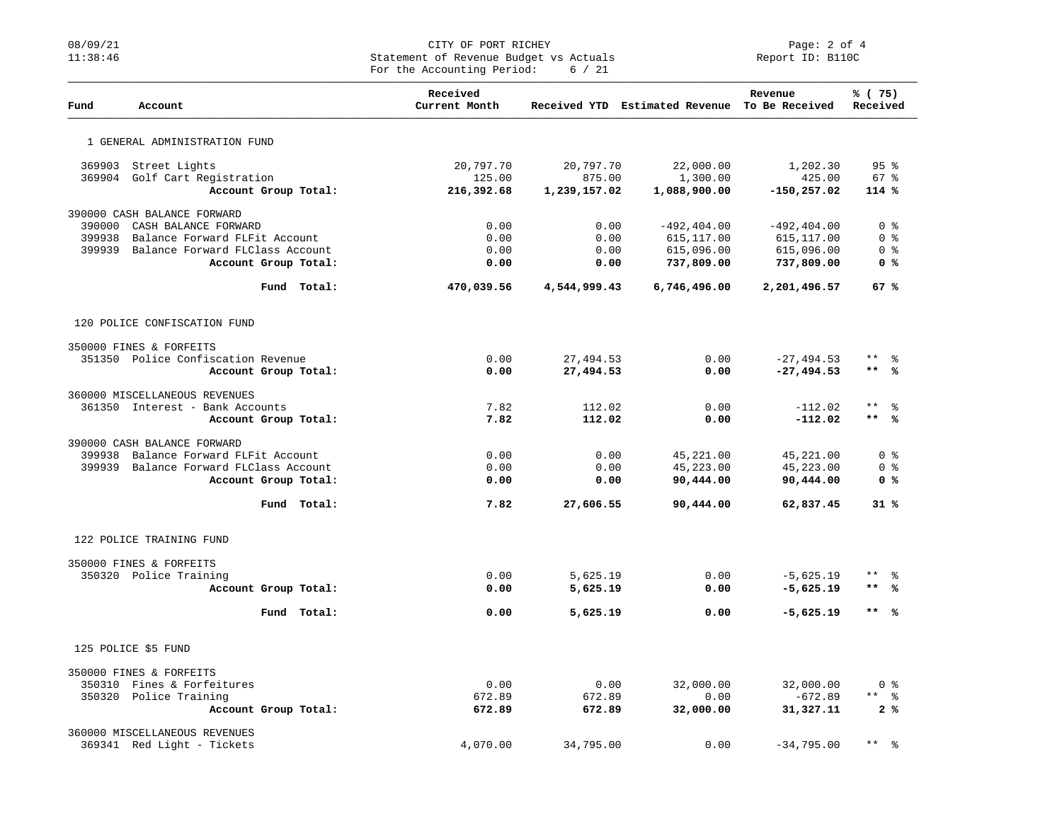CITY OF PORT RICHEY
Statement of Revenue Budget vs Actuals
For the Accounting Period: 6 / 21

Report ID: B110C

| Fund | Account | Received Current Month | Received YTD | Estimated Revenue | Revenue To Be Received | % ( 75) Received |
|---|---|---|---|---|---|---|
| 1 GENERAL ADMINISTRATION FUND | | | | | | |
| 369903 | Street Lights | 20,797.70 | 20,797.70 | 22,000.00 | 1,202.30 | 95 % |
| 369904 | Golf Cart Registration | 125.00 | 875.00 | 1,300.00 | 425.00 | 67 % |
| | **Account Group Total:** | **216,392.68** | **1,239,157.02** | **1,088,900.00** | **-150,257.02** | **114 %** |
| 390000 CASH BALANCE FORWARD | | | | | | |
| 390000 | CASH BALANCE FORWARD | 0.00 | 0.00 | -492,404.00 | -492,404.00 | 0 % |
| 399938 | Balance Forward FLFit Account | 0.00 | 0.00 | 615,117.00 | 615,117.00 | 0 % |
| 399939 | Balance Forward FLClass Account | 0.00 | 0.00 | 615,096.00 | 615,096.00 | 0 % |
| | **Account Group Total:** | **0.00** | **0.00** | **737,809.00** | **737,809.00** | **0 %** |
| | **Fund Total:** | **470,039.56** | **4,544,999.43** | **6,746,496.00** | **2,201,496.57** | **67 %** |
| 120 POLICE CONFISCATION FUND | | | | | | |
| 350000 FINES & FORFEITS | | | | | | |
| 351350 | Police Confiscation Revenue | 0.00 | 27,494.53 | 0.00 | -27,494.53 | ** % |
| | **Account Group Total:** | **0.00** | **27,494.53** | **0.00** | **-27,494.53** | **** %** |
| 360000 MISCELLANEOUS REVENUES | | | | | | |
| 361350 | Interest - Bank Accounts | 7.82 | 112.02 | 0.00 | -112.02 | ** % |
| | **Account Group Total:** | **7.82** | **112.02** | **0.00** | **-112.02** | **** %** |
| 390000 CASH BALANCE FORWARD | | | | | | |
| 399938 | Balance Forward FLFit Account | 0.00 | 0.00 | 45,221.00 | 45,221.00 | 0 % |
| 399939 | Balance Forward FLClass Account | 0.00 | 0.00 | 45,223.00 | 45,223.00 | 0 % |
| | **Account Group Total:** | **0.00** | **0.00** | **90,444.00** | **90,444.00** | **0 %** |
| | **Fund Total:** | **7.82** | **27,606.55** | **90,444.00** | **62,837.45** | **31 %** |
| 122 POLICE TRAINING FUND | | | | | | |
| 350000 FINES & FORFEITS | | | | | | |
| 350320 | Police Training | 0.00 | 5,625.19 | 0.00 | -5,625.19 | ** % |
| | **Account Group Total:** | **0.00** | **5,625.19** | **0.00** | **-5,625.19** | **** %** |
| | **Fund Total:** | **0.00** | **5,625.19** | **0.00** | **-5,625.19** | **** %** |
| 125 POLICE $5 FUND | | | | | | |
| 350000 FINES & FORFEITS | | | | | | |
| 350310 | Fines & Forfeitures | 0.00 | 0.00 | 32,000.00 | 32,000.00 | 0 % |
| 350320 | Police Training | 672.89 | 672.89 | 0.00 | -672.89 | ** % |
| | **Account Group Total:** | **672.89** | **672.89** | **32,000.00** | **31,327.11** | **2 %** |
| 360000 MISCELLANEOUS REVENUES | | | | | | |
| 369341 | Red Light - Tickets | 4,070.00 | 34,795.00 | 0.00 | -34,795.00 | ** % |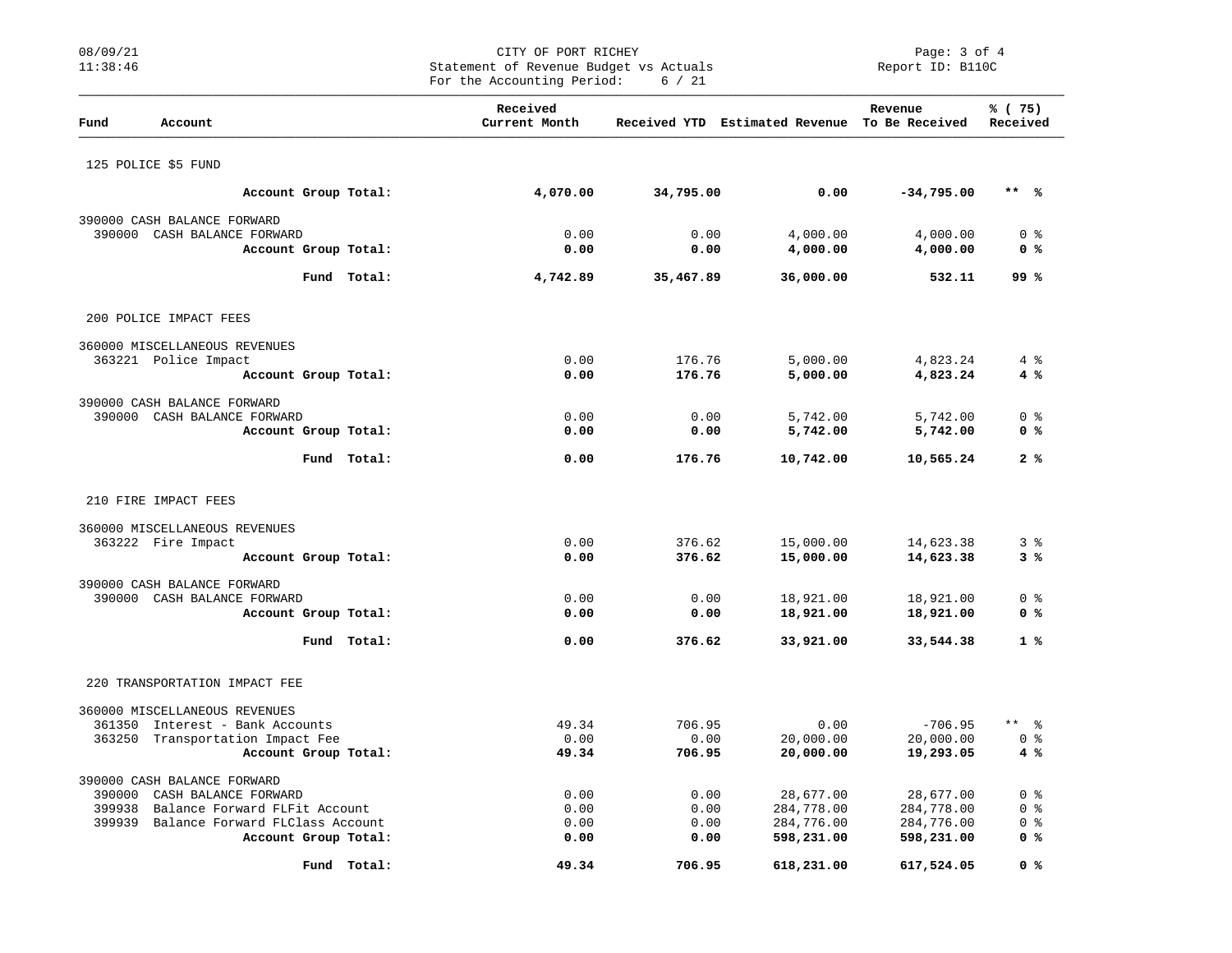CITY OF PORT RICHEY
Statement of Revenue Budget vs Actuals
For the Accounting Period: 6 / 21

Report ID: B110C

08/09/21
11:38:46

| Fund | Account | Received Current Month | Received YTD | Estimated Revenue | Revenue To Be Received | % ( 75) Received |
|---|---|---|---|---|---|---|
| 125 POLICE $5 FUND | | | | | | |
| | **Account Group Total:** | **4,070.00** | **34,795.00** | **0.00** | **-34,795.00** | **\*\* %** |
| 390000 CASH BALANCE FORWARD | | | | | | |
| 390000 | CASH BALANCE FORWARD | 0.00 | 0.00 | 4,000.00 | 4,000.00 | 0 % |
| | **Account Group Total:** | **0.00** | **0.00** | **4,000.00** | **4,000.00** | **0 %** |
| | **Fund Total:** | **4,742.89** | **35,467.89** | **36,000.00** | **532.11** | **99 %** |
| 200 POLICE IMPACT FEES | | | | | | |
| 360000 MISCELLANEOUS REVENUES | | | | | | |
| 363221 | Police Impact | 0.00 | 176.76 | 5,000.00 | 4,823.24 | 4 % |
| | **Account Group Total:** | **0.00** | **176.76** | **5,000.00** | **4,823.24** | **4 %** |
| 390000 CASH BALANCE FORWARD | | | | | | |
| 390000 | CASH BALANCE FORWARD | 0.00 | 0.00 | 5,742.00 | 5,742.00 | 0 % |
| | **Account Group Total:** | **0.00** | **0.00** | **5,742.00** | **5,742.00** | **0 %** |
| | **Fund Total:** | **0.00** | **176.76** | **10,742.00** | **10,565.24** | **2 %** |
| 210 FIRE IMPACT FEES | | | | | | |
| 360000 MISCELLANEOUS REVENUES | | | | | | |
| 363222 | Fire Impact | 0.00 | 376.62 | 15,000.00 | 14,623.38 | 3 % |
| | **Account Group Total:** | **0.00** | **376.62** | **15,000.00** | **14,623.38** | **3 %** |
| 390000 CASH BALANCE FORWARD | | | | | | |
| 390000 | CASH BALANCE FORWARD | 0.00 | 0.00 | 18,921.00 | 18,921.00 | 0 % |
| | **Account Group Total:** | **0.00** | **0.00** | **18,921.00** | **18,921.00** | **0 %** |
| | **Fund Total:** | **0.00** | **376.62** | **33,921.00** | **33,544.38** | **1 %** |
| 220 TRANSPORTATION IMPACT FEE | | | | | | |
| 360000 MISCELLANEOUS REVENUES | | | | | | |
| 361350 | Interest - Bank Accounts | 49.34 | 706.95 | 0.00 | -706.95 | \*\* % |
| 363250 | Transportation Impact Fee | 0.00 | 0.00 | 20,000.00 | 20,000.00 | 0 % |
| | **Account Group Total:** | **49.34** | **706.95** | **20,000.00** | **19,293.05** | **4 %** |
| 390000 CASH BALANCE FORWARD | | | | | | |
| 390000 | CASH BALANCE FORWARD | 0.00 | 0.00 | 28,677.00 | 28,677.00 | 0 % |
| 399938 | Balance Forward FLFit Account | 0.00 | 0.00 | 284,778.00 | 284,778.00 | 0 % |
| 399939 | Balance Forward FLClass Account | 0.00 | 0.00 | 284,776.00 | 284,776.00 | 0 % |
| | **Account Group Total:** | **0.00** | **0.00** | **598,231.00** | **598,231.00** | **0 %** |
| | **Fund Total:** | **49.34** | **706.95** | **618,231.00** | **617,524.05** | **0 %** |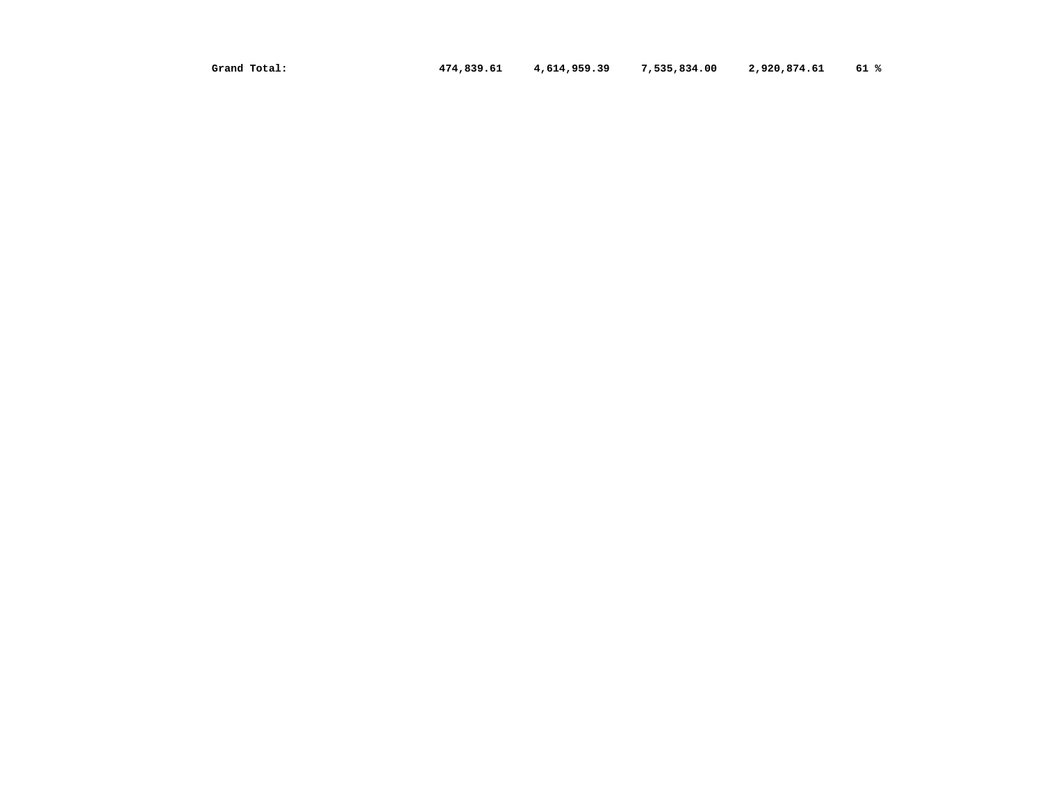| | | | | | |
|---|---|---|---|---|---|
| **Grand Total:** | **474,839.61** | **4,614,959.39** | **7,535,834.00** | **2,920,874.61** | **61 %** |